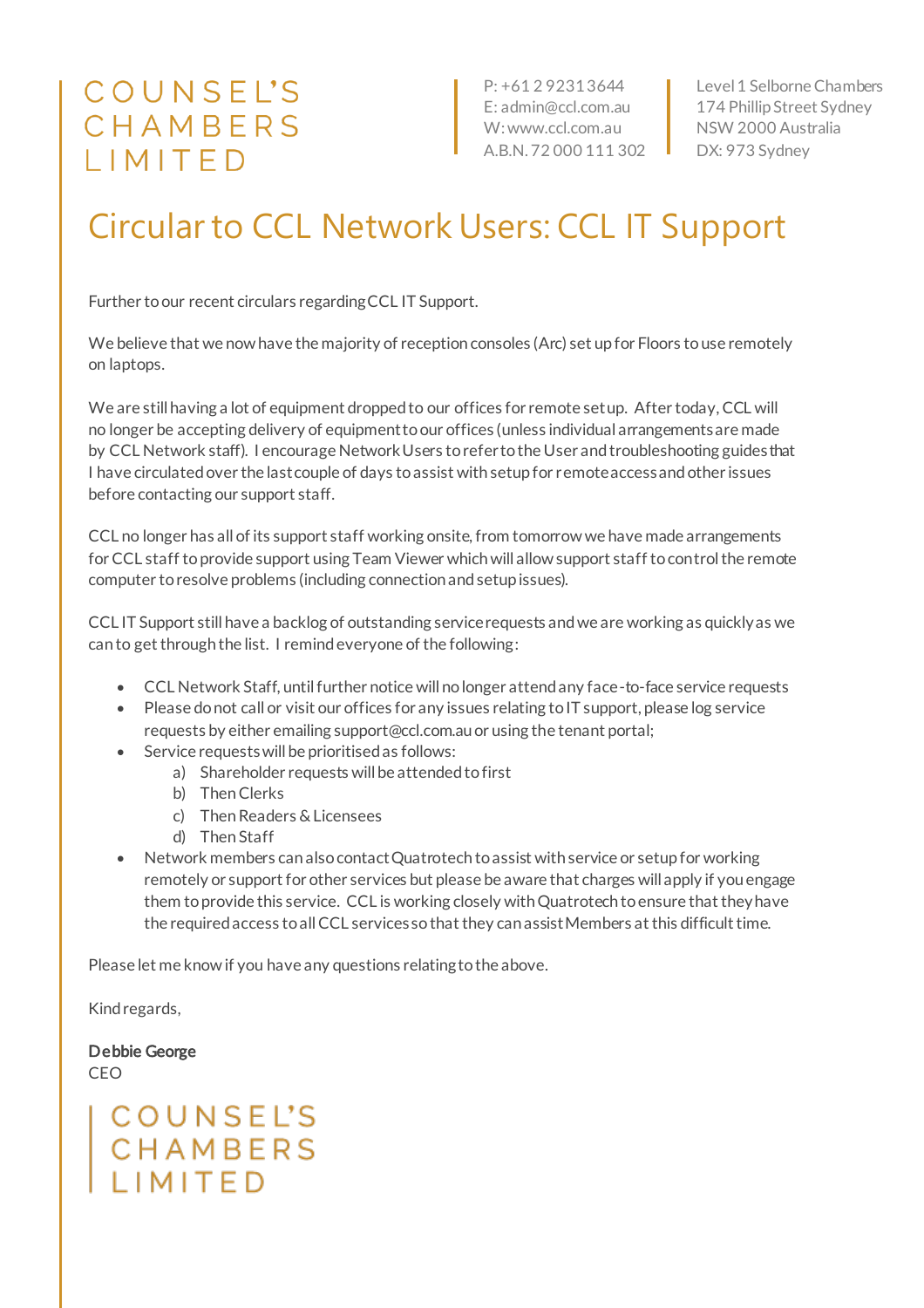COUNSEL'S
CHAMBERS
LIMITED

P: +61 2 9231 3644
E: admin@ccl.com.au
W: www.ccl.com.au
A.B.N. 72 000 111 302

Level 1 Selborne Chambers
174 Phillip Street Sydney
NSW 2000 Australia
DX: 973 Sydney

# Circular to CCL Network Users: CCL IT Support

Further to our recent circulars regarding CCL IT Support.

We believe that we now have the majority of reception consoles (Arc) set up for Floors to use remotely on laptops.

We are still having a lot of equipment dropped to our offices for remote setup. After today, CCL will no longer be accepting delivery of equipment to our offices (unless individual arrangements are made by CCL Network staff). I encourage Network Users to refer to the User and troubleshooting guides that I have circulated over the last couple of days to assist with setup for remote access and other issues before contacting our support staff.

CCL no longer has all of its support staff working onsite, from tomorrow we have made arrangements for CCL staff to provide support using Team Viewer which will allow support staff to control the remote computer to resolve problems (including connection and setup issues).

CCL IT Support still have a backlog of outstanding service requests and we are working as quickly as we can to get through the list. I remind everyone of the following:

- CCL Network Staff, until further notice will no longer attend any face-to-face service requests
- Please do not call or visit our offices for any issues relating to IT support, please log service requests by either emailing support@ccl.com.au or using the tenant portal;
- Service requests will be prioritised as follows:
  a) Shareholder requests will be attended to first
  b) Then Clerks
  c) Then Readers & Licensees
  d) Then Staff
- Network members can also contact Quatrotech to assist with service or setup for working remotely or support for other services but please be aware that charges will apply if you engage them to provide this service. CCL is working closely with Quatrotech to ensure that they have the required access to all CCL services so that they can assist Members at this difficult time.

Please let me know if you have any questions relating to the above.

Kind regards,

**Debbie George**
CEO

COUNSEL'S
CHAMBERS
LIMITED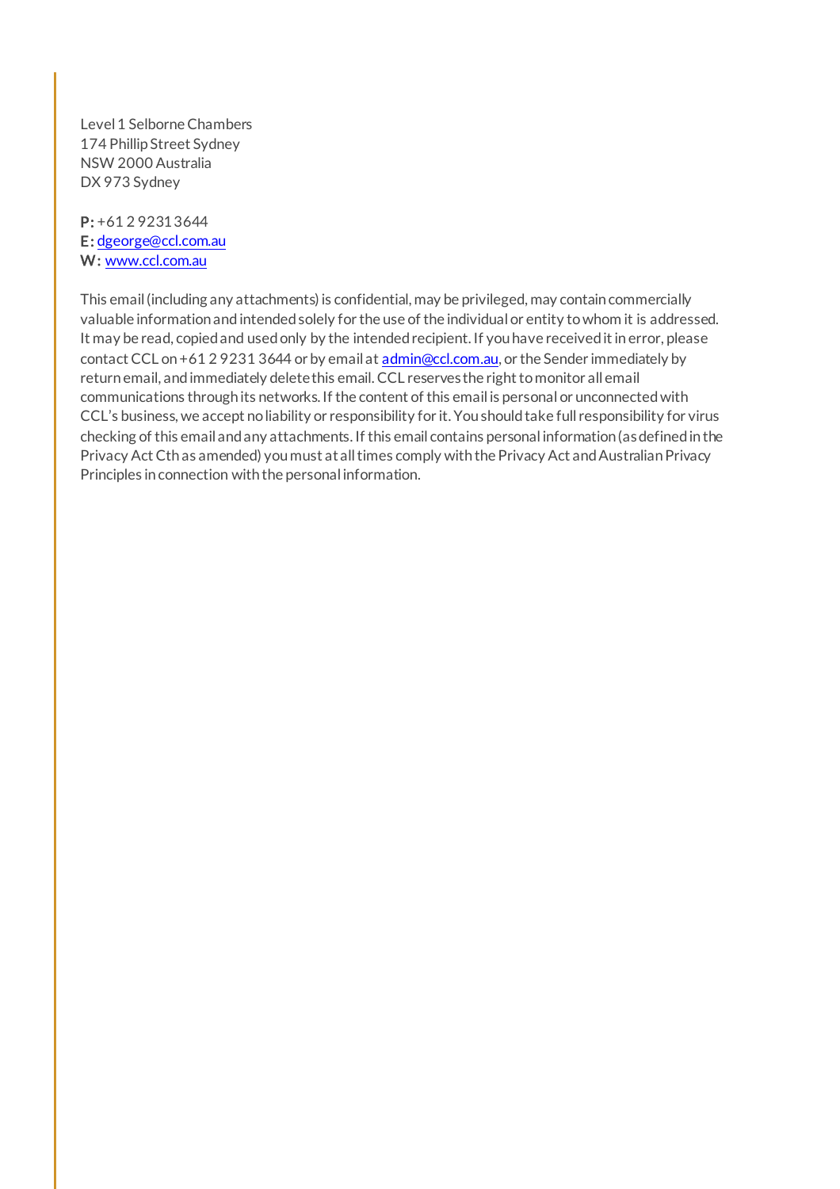Level 1 Selborne Chambers
174 Phillip Street Sydney
NSW 2000 Australia
DX 973 Sydney

**P:** +61 2 9231 3644
**E:** dgeorge@ccl.com.au
**W:** www.ccl.com.au

This email (including any attachments) is confidential, may be privileged, may contain commercially valuable information and intended solely for the use of the individual or entity to whom it is addressed. It may be read, copied and used only by the intended recipient. If you have received it in error, please contact CCL on +61 2 9231 3644 or by email at admin@ccl.com.au, or the Sender immediately by return email, and immediately delete this email. CCL reserves the right to monitor all email communications through its networks. If the content of this email is personal or unconnected with CCL's business, we accept no liability or responsibility for it. You should take full responsibility for virus checking of this email and any attachments. If this email contains personal information (as defined in the Privacy Act Cth as amended) you must at all times comply with the Privacy Act and Australian Privacy Principles in connection with the personal information.